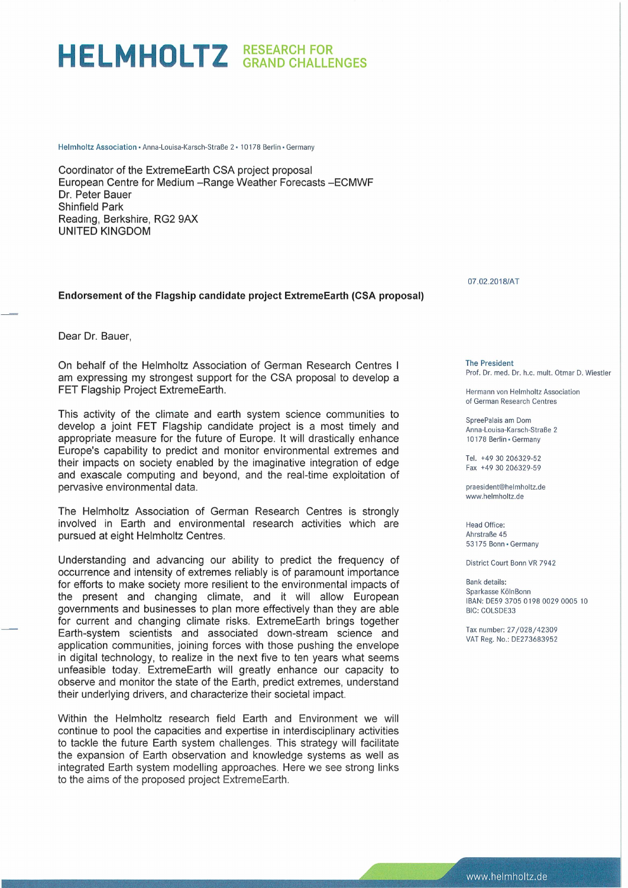HELMHOLTZ RESEARCH FOR GRAND CHALLENGES

Helmholtz Association • Anna-Louisa-Karsch-Straße 2 • 10178 Berlin • Germany

Coordinator of the ExtremeEarth CSA project proposal
European Centre for Medium –Range Weather Forecasts –ECMWF
Dr. Peter Bauer
Shinfield Park
Reading, Berkshire, RG2 9AX
UNITED KINGDOM

07.02.2018/AT

**Endorsement of the Flagship candidate project ExtremeEarth (CSA proposal)**

Dear Dr. Bauer,

On behalf of the Helmholtz Association of German Research Centres I am expressing my strongest support for the CSA proposal to develop a FET Flagship Project ExtremeEarth.

This activity of the climate and earth system science communities to develop a joint FET Flagship candidate project is a most timely and appropriate measure for the future of Europe. It will drastically enhance Europe's capability to predict and monitor environmental extremes and their impacts on society enabled by the imaginative integration of edge and exascale computing and beyond, and the real-time exploitation of pervasive environmental data.

The Helmholtz Association of German Research Centres is strongly involved in Earth and environmental research activities which are pursued at eight Helmholtz Centres.

Understanding and advancing our ability to predict the frequency of occurrence and intensity of extremes reliably is of paramount importance for efforts to make society more resilient to the environmental impacts of the present and changing climate, and it will allow European governments and businesses to plan more effectively than they are able for current and changing climate risks. ExtremeEarth brings together Earth-system scientists and associated down-stream science and application communities, joining forces with those pushing the envelope in digital technology, to realize in the next five to ten years what seems unfeasible today. ExtremeEarth will greatly enhance our capacity to observe and monitor the state of the Earth, predict extremes, understand their underlying drivers, and characterize their societal impact.

Within the Helmholtz research field Earth and Environment we will continue to pool the capacities and expertise in interdisciplinary activities to tackle the future Earth system challenges. This strategy will facilitate the expansion of Earth observation and knowledge systems as well as integrated Earth system modelling approaches. Here we see strong links to the aims of the proposed project ExtremeEarth.

The President
Prof. Dr. med. Dr. h.c. mult. Otmar D. Wiestler

Hermann von Helmholtz Association of German Research Centres

SpreePalais am Dom
Anna-Louisa-Karsch-Straße 2
10178 Berlin • Germany

Tel. +49 30 206329-52
Fax +49 30 206329-59

praesident@helmholtz.de
www.helmholtz.de

Head Office:
Ahrstraße 45
53175 Bonn • Germany

District Court Bonn VR 7942

Bank details:
Sparkasse KölnBonn
IBAN: DE59 3705 0198 0029 0005 10
BIC: COLSDE33

Tax number: 27/028/42309
VAT Reg. No.: DE273683952

www.helmholtz.de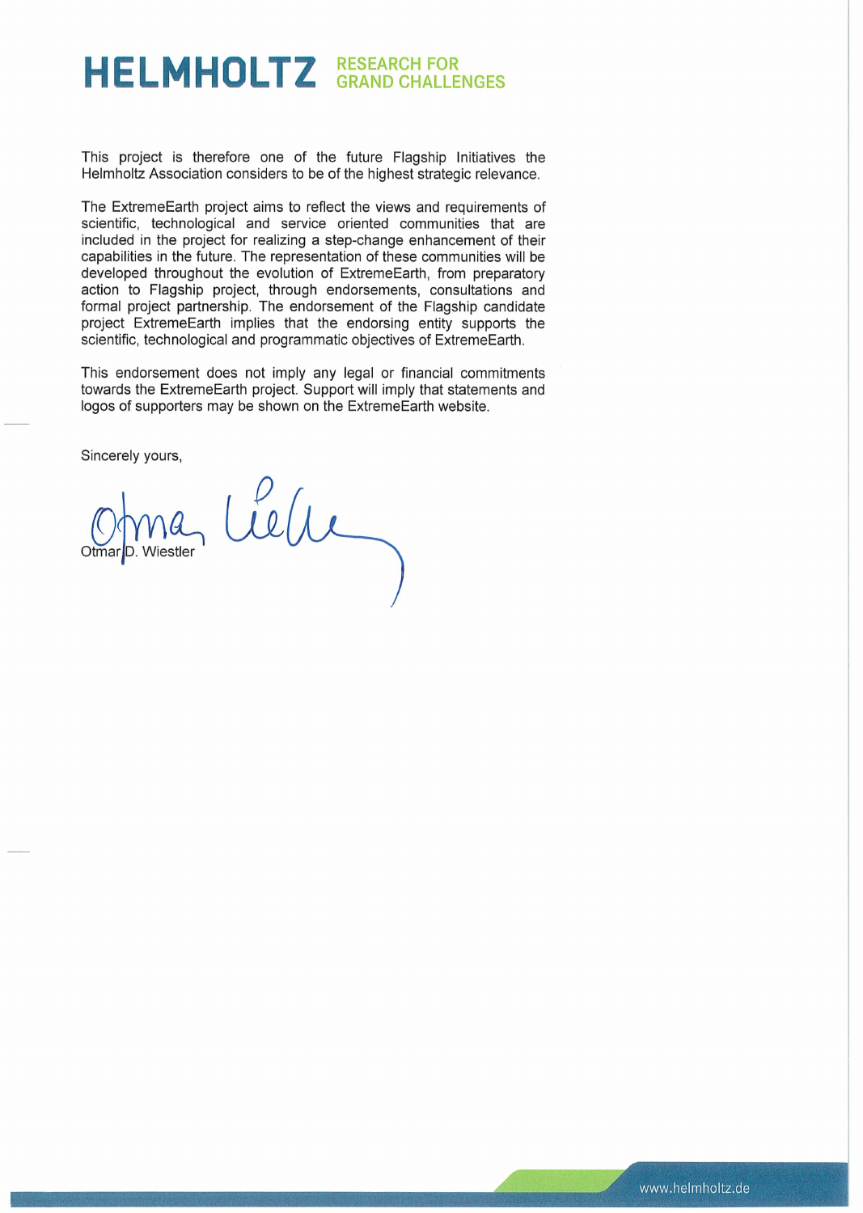This project is therefore one of the future Flagship Initiatives the Helmholtz Association considers to be of the highest strategic relevance.

The ExtremeEarth project aims to reflect the views and requirements of scientific, technological and service oriented communities that are included in the project for realizing a step-change enhancement of their capabilities in the future. The representation of these communities will be developed throughout the evolution of ExtremeEarth, from preparatory action to Flagship project, through endorsements, consultations and formal project partnership. The endorsement of the Flagship candidate project ExtremeEarth implies that the endorsing entity supports the scientific, technological and programmatic objectives of ExtremeEarth.

This endorsement does not imply any legal or financial commitments towards the ExtremeEarth project. Support will imply that statements and logos of supporters may be shown on the ExtremeEarth website.

Sincerely yours,

Otmar D. Wiestler